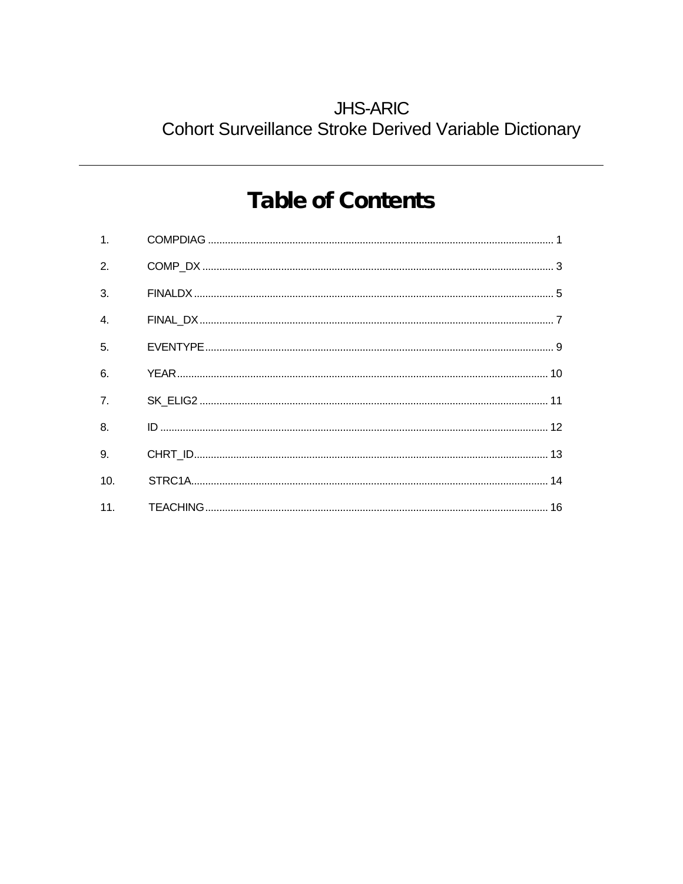JHS-ARIC
Cohort Surveillance Stroke Derived Variable Dictionary

---

# Table of Contents

1. COMPDIAG ........................................................................ 1
2. COMP_DX ........................................................................ 3
3. FINALDX ........................................................................ 5
4. FINAL_DX ........................................................................ 7
5. EVENTYPE ........................................................................ 9
6. YEAR ........................................................................ 10
7. SK_ELIG2 ........................................................................ 11
8. ID ........................................................................ 12
9. CHRT_ID ........................................................................ 13
10. STRC1A ........................................................................ 14
11. TEACHING ........................................................................ 16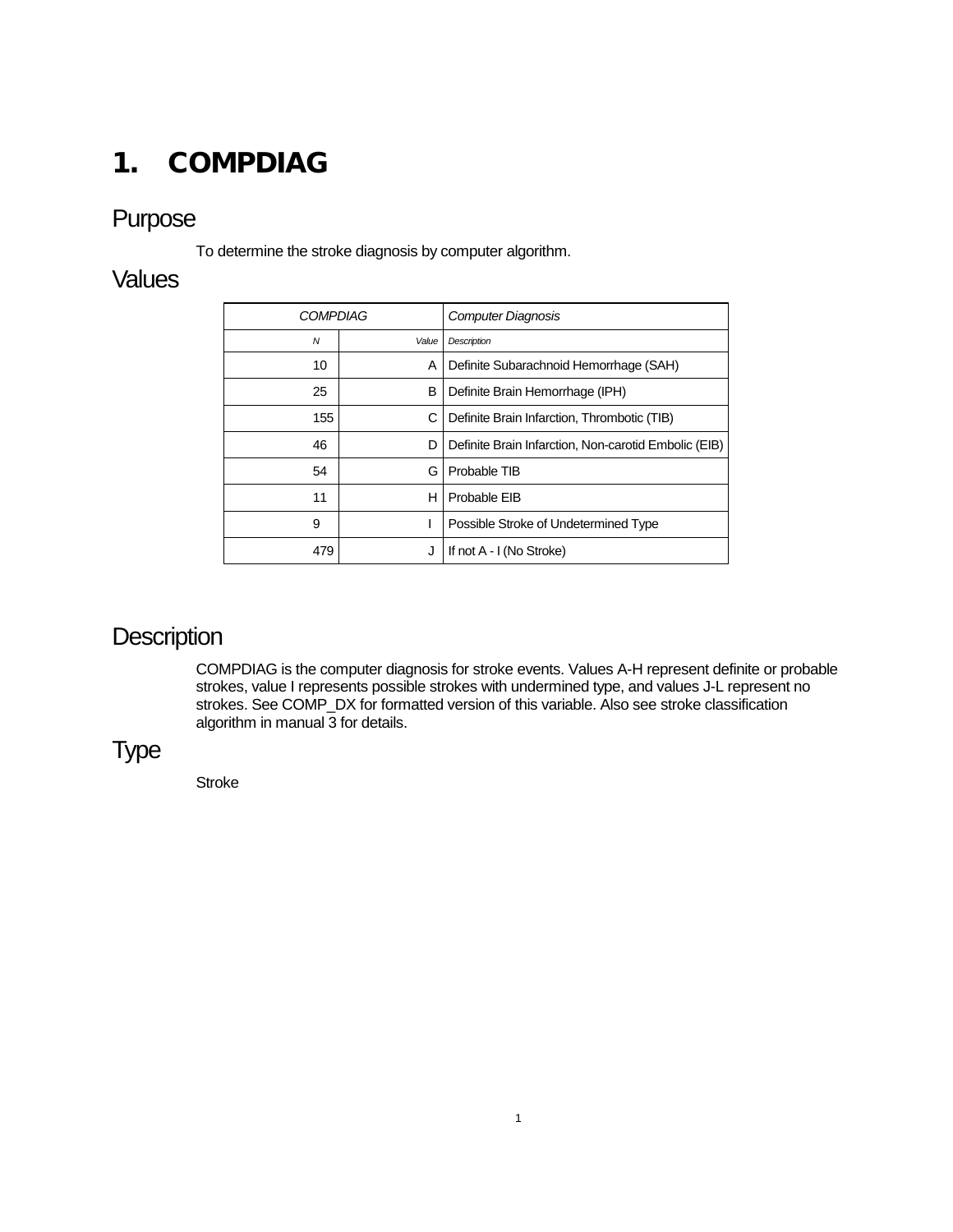# 1. COMPDIAG

## Purpose

To determine the stroke diagnosis by computer algorithm.

## Values

| *COMPDIAG* | | *Computer Diagnosis* |
|---|---|---|
| *N* | *Value* | *Description* |
| 10 | A | Definite Subarachnoid Hemorrhage (SAH) |
| 25 | B | Definite Brain Hemorrhage (IPH) |
| 155 | C | Definite Brain Infarction, Thrombotic (TIB) |
| 46 | D | Definite Brain Infarction, Non-carotid Embolic (EIB) |
| 54 | G | Probable TIB |
| 11 | H | Probable EIB |
| 9 | I | Possible Stroke of Undetermined Type |
| 479 | J | If not A - I (No Stroke) |

## Description

COMPDIAG is the computer diagnosis for stroke events. Values A-H represent definite or probable strokes, value I represents possible strokes with undermined type, and values J-L represent no strokes. See COMP_DX for formatted version of this variable. Also see stroke classification algorithm in manual 3 for details.

## Type

Stroke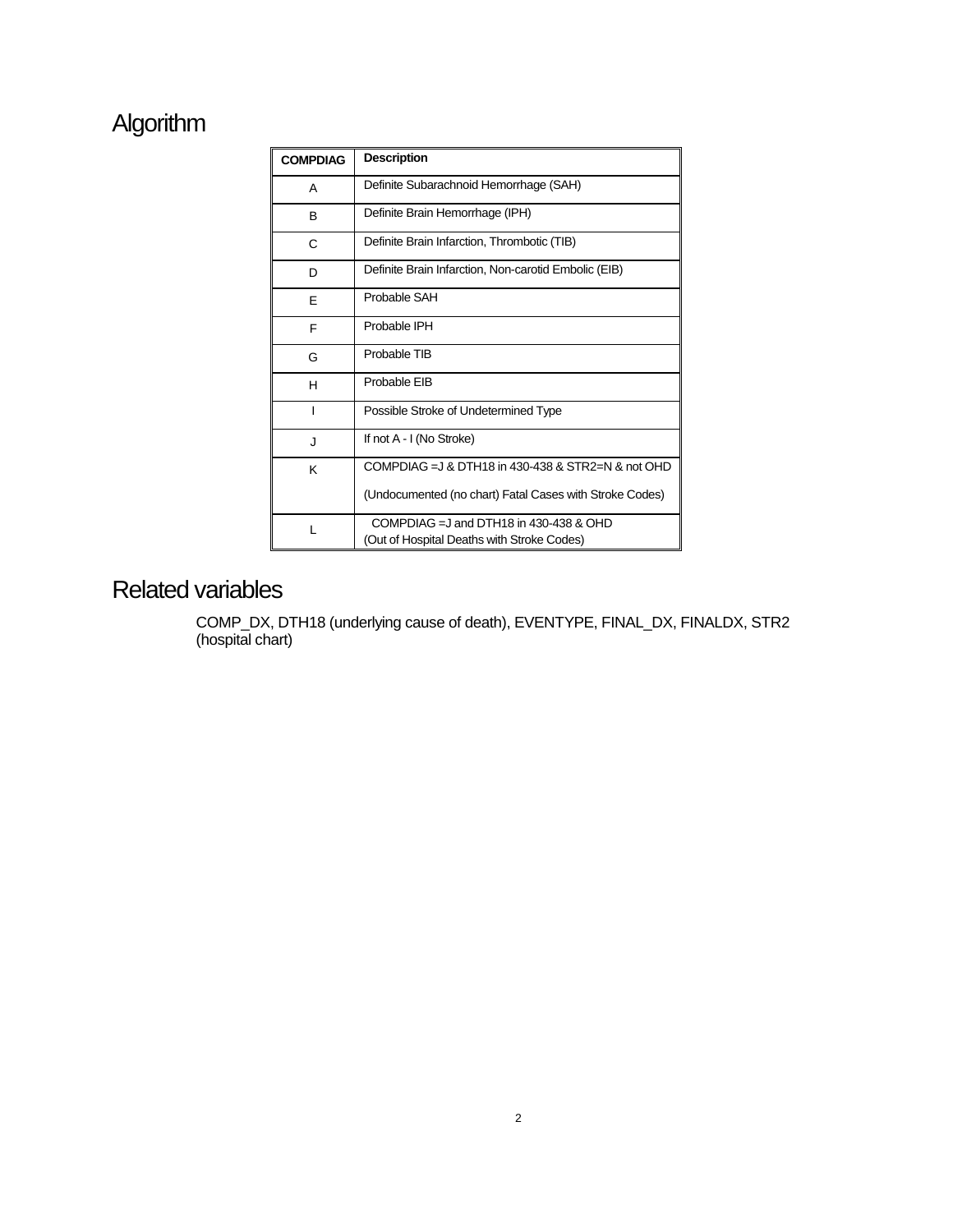# Algorithm

| COMPDIAG | Description |
|---|---|
| A | Definite Subarachnoid Hemorrhage (SAH) |
| B | Definite Brain Hemorrhage (IPH) |
| C | Definite Brain Infarction, Thrombotic (TIB) |
| D | Definite Brain Infarction, Non-carotid Embolic (EIB) |
| E | Probable SAH |
| F | Probable IPH |
| G | Probable TIB |
| H | Probable EIB |
| I | Possible Stroke of Undetermined Type |
| J | If not A - I (No Stroke) |
| K | COMPDIAG =J & DTH18 in 430-438 & STR2=N & not OHD<br><br>(Undocumented (no chart) Fatal Cases with Stroke Codes) |
| L | COMPDIAG =J and DTH18 in 430-438 & OHD<br>(Out of Hospital Deaths with Stroke Codes) |

# Related variables

COMP_DX, DTH18 (underlying cause of death), EVENTYPE, FINAL_DX, FINALDX, STR2 (hospital chart)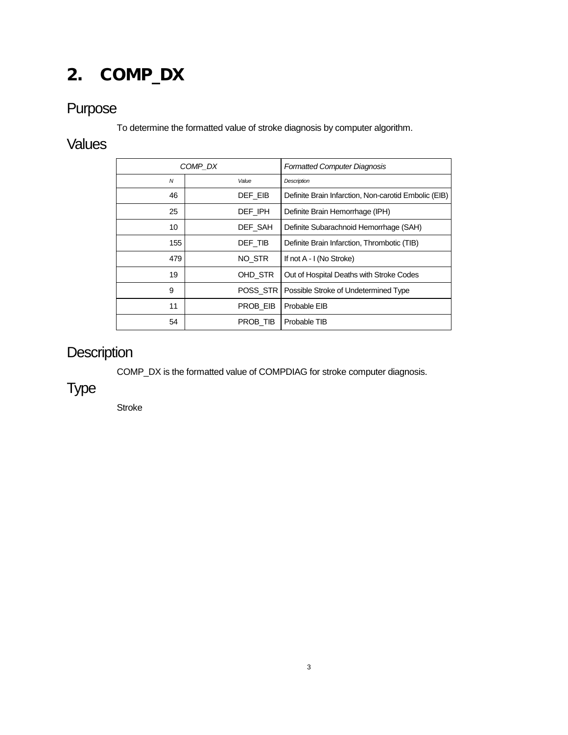# 2. COMP_DX

## Purpose

To determine the formatted value of stroke diagnosis by computer algorithm.

## Values

| COMP_DX | | Formatted Computer Diagnosis |
|---|---|---|
| *N* | *Value* | *Description* |
| 46 | DEF_EIB | Definite Brain Infarction, Non-carotid Embolic (EIB) |
| 25 | DEF_IPH | Definite Brain Hemorrhage (IPH) |
| 10 | DEF_SAH | Definite Subarachnoid Hemorrhage (SAH) |
| 155 | DEF_TIB | Definite Brain Infarction, Thrombotic (TIB) |
| 479 | NO_STR | If not A - I (No Stroke) |
| 19 | OHD_STR | Out of Hospital Deaths with Stroke Codes |
| 9 | POSS_STR | Possible Stroke of Undetermined Type |
| 11 | PROB_EIB | Probable EIB |
| 54 | PROB_TIB | Probable TIB |

## Description

COMP_DX is the formatted value of COMPDIAG for stroke computer diagnosis.

## Type

Stroke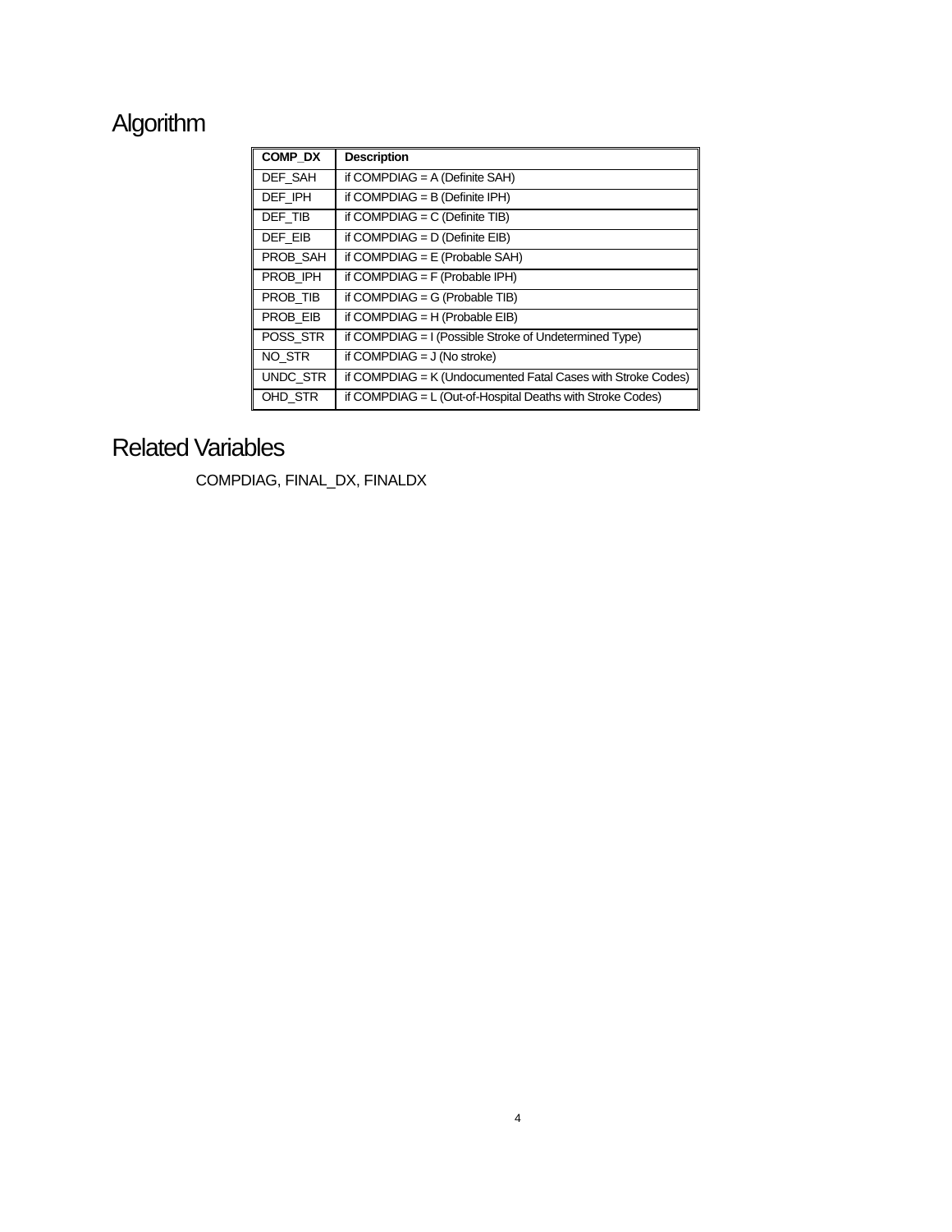# Algorithm

| COMP_DX | Description |
|---|---|
| DEF_SAH | if COMPDIAG = A (Definite SAH) |
| DEF_IPH | if COMPDIAG = B (Definite IPH) |
| DEF_TIB | if COMPDIAG = C (Definite TIB) |
| DEF_EIB | if COMPDIAG = D (Definite EIB) |
| PROB_SAH | if COMPDIAG = E (Probable SAH) |
| PROB_IPH | if COMPDIAG = F (Probable IPH) |
| PROB_TIB | if COMPDIAG = G (Probable TIB) |
| PROB_EIB | if COMPDIAG = H (Probable EIB) |
| POSS_STR | if COMPDIAG = I (Possible Stroke of Undetermined Type) |
| NO_STR | if COMPDIAG = J (No stroke) |
| UNDC_STR | if COMPDIAG = K (Undocumented Fatal Cases with Stroke Codes) |
| OHD_STR | if COMPDIAG = L (Out-of-Hospital Deaths with Stroke Codes) |

# Related Variables

COMPDIAG, FINAL_DX, FINALDX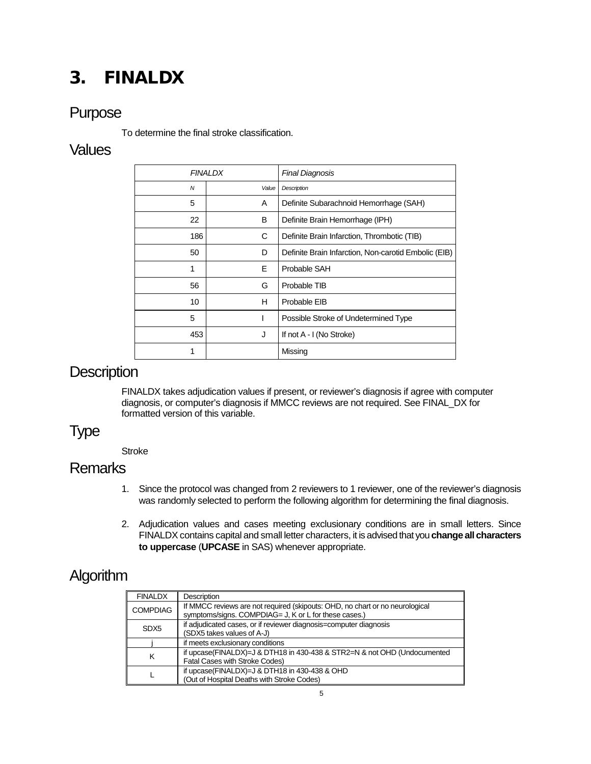# 3. FINALDX

## Purpose

To determine the final stroke classification.

## Values

| *FINALDX* | | *Final Diagnosis* |
|---|---|---|
| *N* | *Value* | *Description* |
| 5 | A | Definite Subarachnoid Hemorrhage (SAH) |
| 22 | B | Definite Brain Hemorrhage (IPH) |
| 186 | C | Definite Brain Infarction, Thrombotic (TIB) |
| 50 | D | Definite Brain Infarction, Non-carotid Embolic (EIB) |
| 1 | E | Probable SAH |
| 56 | G | Probable TIB |
| 10 | H | Probable EIB |
| 5 | I | Possible Stroke of Undetermined Type |
| 453 | J | If not A - I (No Stroke) |
| 1 | | Missing |

## Description

FINALDX takes adjudication values if present, or reviewer's diagnosis if agree with computer diagnosis, or computer's diagnosis if MMCC reviews are not required. See FINAL_DX for formatted version of this variable.

## Type

Stroke

## Remarks

1. Since the protocol was changed from 2 reviewers to 1 reviewer, one of the reviewer's diagnosis was randomly selected to perform the following algorithm for determining the final diagnosis.

2. Adjudication values and cases meeting exclusionary conditions are in small letters. Since FINALDX contains capital and small letter characters, it is advised that you **change all characters to uppercase** (**UPCASE** in SAS) whenever appropriate.

## Algorithm

| FINALDX | Description |
|---|---|
| COMPDIAG | If MMCC reviews are not required (skipouts: OHD, no chart or no neurological symptoms/signs. COMPDIAG= J, K or L for these cases.) |
| SDX5 | if adjudicated cases, or if reviewer diagnosis=computer diagnosis (SDX5 takes values of A-J) |
| j | if meets exclusionary conditions |
| K | if upcase(FINALDX)=J & DTH18 in 430-438 & STR2=N & not OHD (Undocumented Fatal Cases with Stroke Codes) |
| L | if upcase(FINALDX)=J & DTH18 in 430-438 & OHD (Out of Hospital Deaths with Stroke Codes) |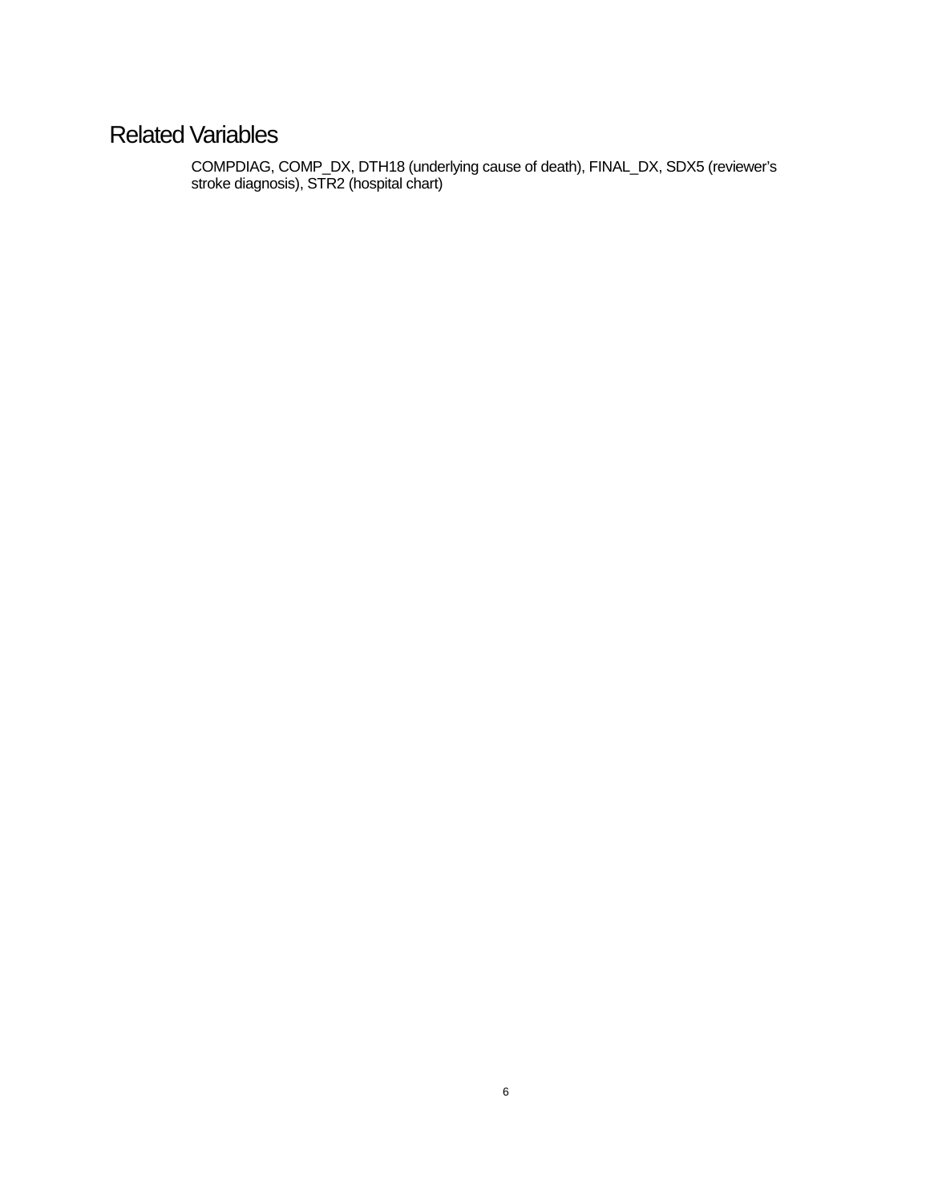## Related Variables

COMPDIAG, COMP_DX, DTH18 (underlying cause of death), FINAL_DX, SDX5 (reviewer's stroke diagnosis), STR2 (hospital chart)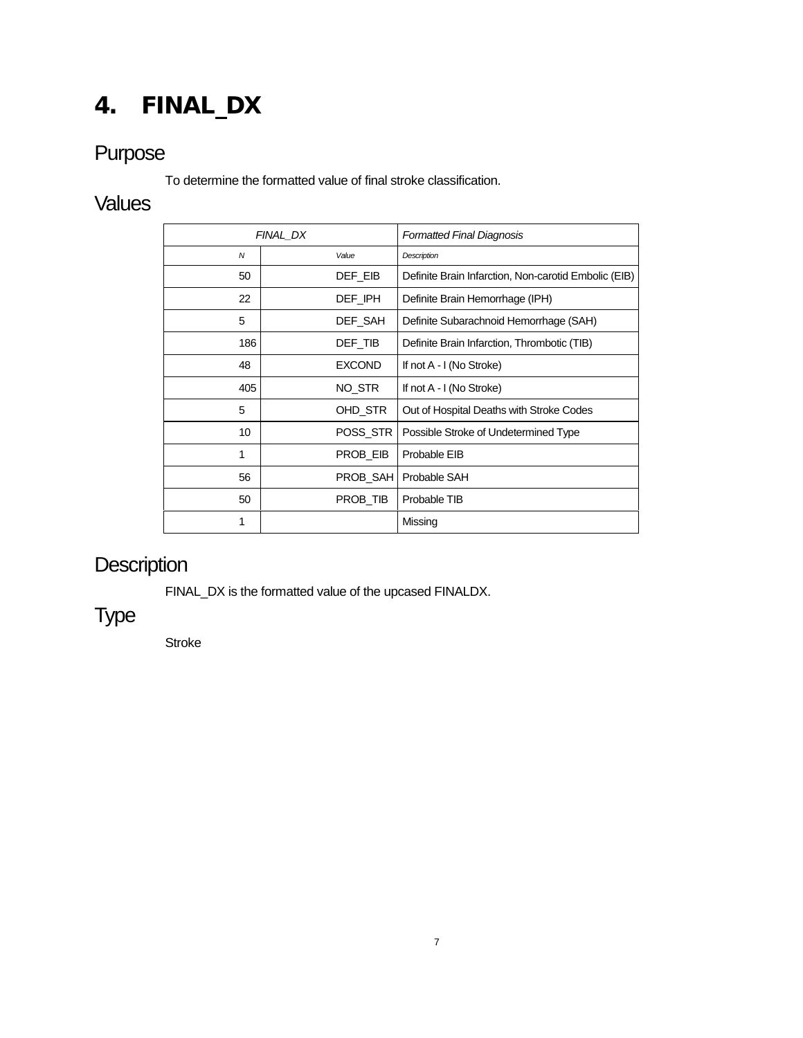# 4. FINAL_DX

## Purpose

To determine the formatted value of final stroke classification.

## Values

| FINAL_DX | | Formatted Final Diagnosis |
|---|---|---|
| *N* | *Value* | *Description* |
| 50 | DEF_EIB | Definite Brain Infarction, Non-carotid Embolic (EIB) |
| 22 | DEF_IPH | Definite Brain Hemorrhage (IPH) |
| 5 | DEF_SAH | Definite Subarachnoid Hemorrhage (SAH) |
| 186 | DEF_TIB | Definite Brain Infarction, Thrombotic (TIB) |
| 48 | EXCOND | If not A - I (No Stroke) |
| 405 | NO_STR | If not A - I (No Stroke) |
| 5 | OHD_STR | Out of Hospital Deaths with Stroke Codes |
| 10 | POSS_STR | Possible Stroke of Undetermined Type |
| 1 | PROB_EIB | Probable EIB |
| 56 | PROB_SAH | Probable SAH |
| 50 | PROB_TIB | Probable TIB |
| 1 | | Missing |

## Description

FINAL_DX is the formatted value of the upcased FINALDX.

## Type

Stroke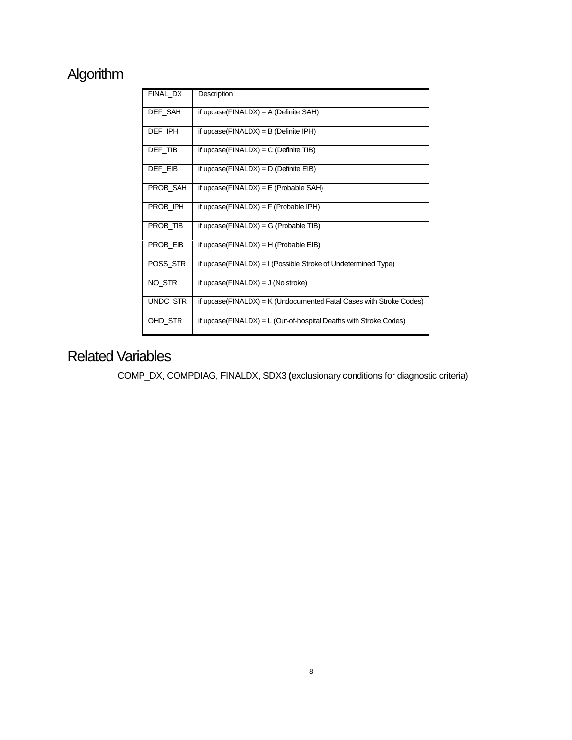# Algorithm

| FINAL_DX | Description |
|---|---|
| DEF_SAH | if upcase(FINALDX) = A (Definite SAH) |
| DEF_IPH | if upcase(FINALDX) = B (Definite IPH) |
| DEF_TIB | if upcase(FINALDX) = C (Definite TIB) |
| DEF_EIB | if upcase(FINALDX) = D (Definite EIB) |
| PROB_SAH | if upcase(FINALDX) = E (Probable SAH) |
| PROB_IPH | if upcase(FINALDX) = F (Probable IPH) |
| PROB_TIB | if upcase(FINALDX) = G (Probable TIB) |
| PROB_EIB | if upcase(FINALDX) = H (Probable EIB) |
| POSS_STR | if upcase(FINALDX) = I (Possible Stroke of Undetermined Type) |
| NO_STR | if upcase(FINALDX) = J (No stroke) |
| UNDC_STR | if upcase(FINALDX) = K (Undocumented Fatal Cases with Stroke Codes) |
| OHD_STR | if upcase(FINALDX) = L (Out-of-hospital Deaths with Stroke Codes) |

# Related Variables

COMP_DX, COMPDIAG, FINALDX, SDX3 **(**exclusionary conditions for diagnostic criteria)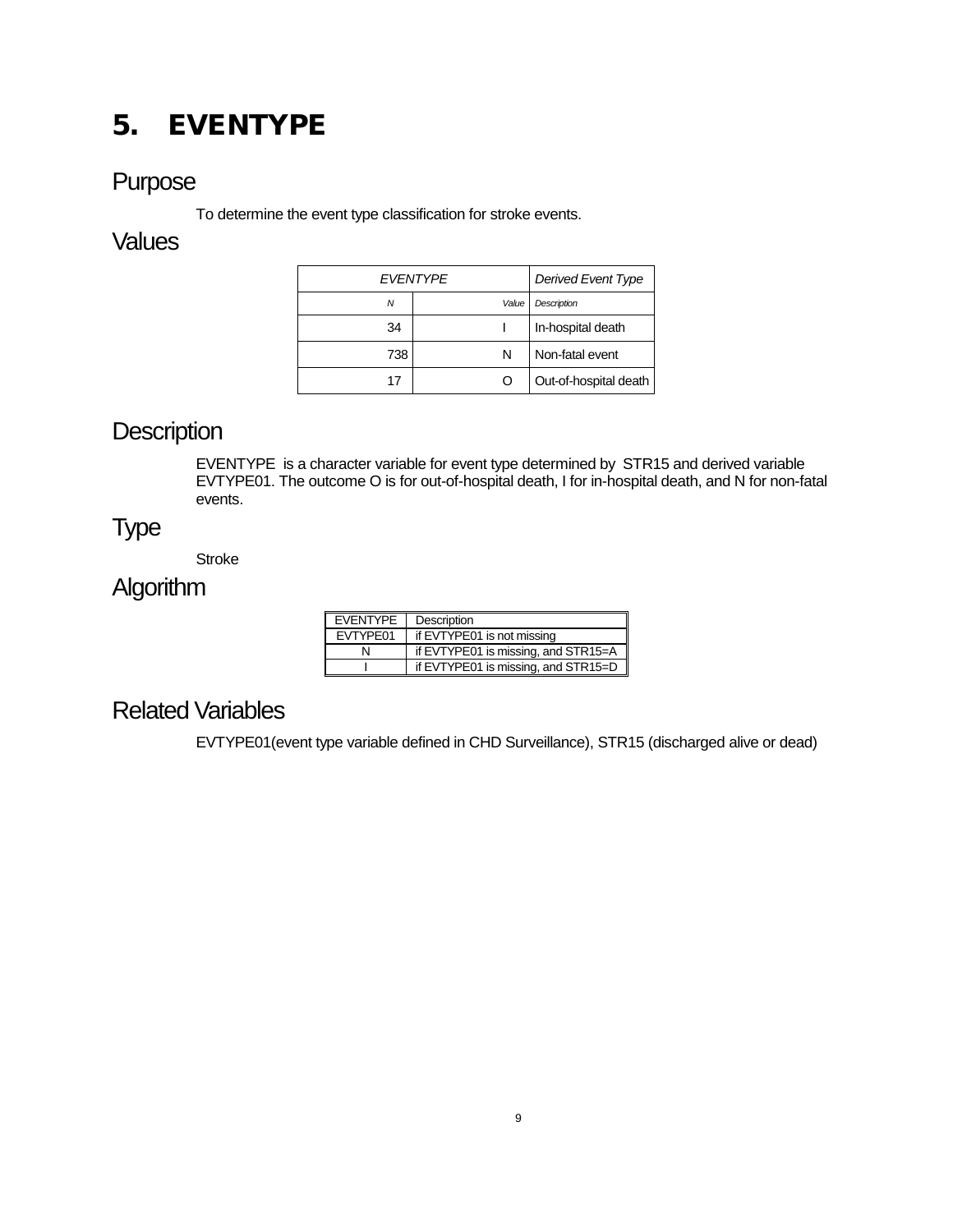# 5. EVENTYPE

## Purpose

To determine the event type classification for stroke events.

## Values

| EVENTYPE | | Derived Event Type |
|---|---|---|
| *N* | *Value* | *Description* |
| 34 | I | In-hospital death |
| 738 | N | Non-fatal event |
| 17 | O | Out-of-hospital death |

## Description

EVENTYPE is a character variable for event type determined by STR15 and derived variable EVTYPE01. The outcome O is for out-of-hospital death, I for in-hospital death, and N for non-fatal events.

## Type

Stroke

## Algorithm

| EVENTYPE | Description |
|---|---|
| EVTYPE01 | if EVTYPE01 is not missing |
| N | if EVTYPE01 is missing, and STR15=A |
| I | if EVTYPE01 is missing, and STR15=D |

## Related Variables

EVTYPE01(event type variable defined in CHD Surveillance), STR15 (discharged alive or dead)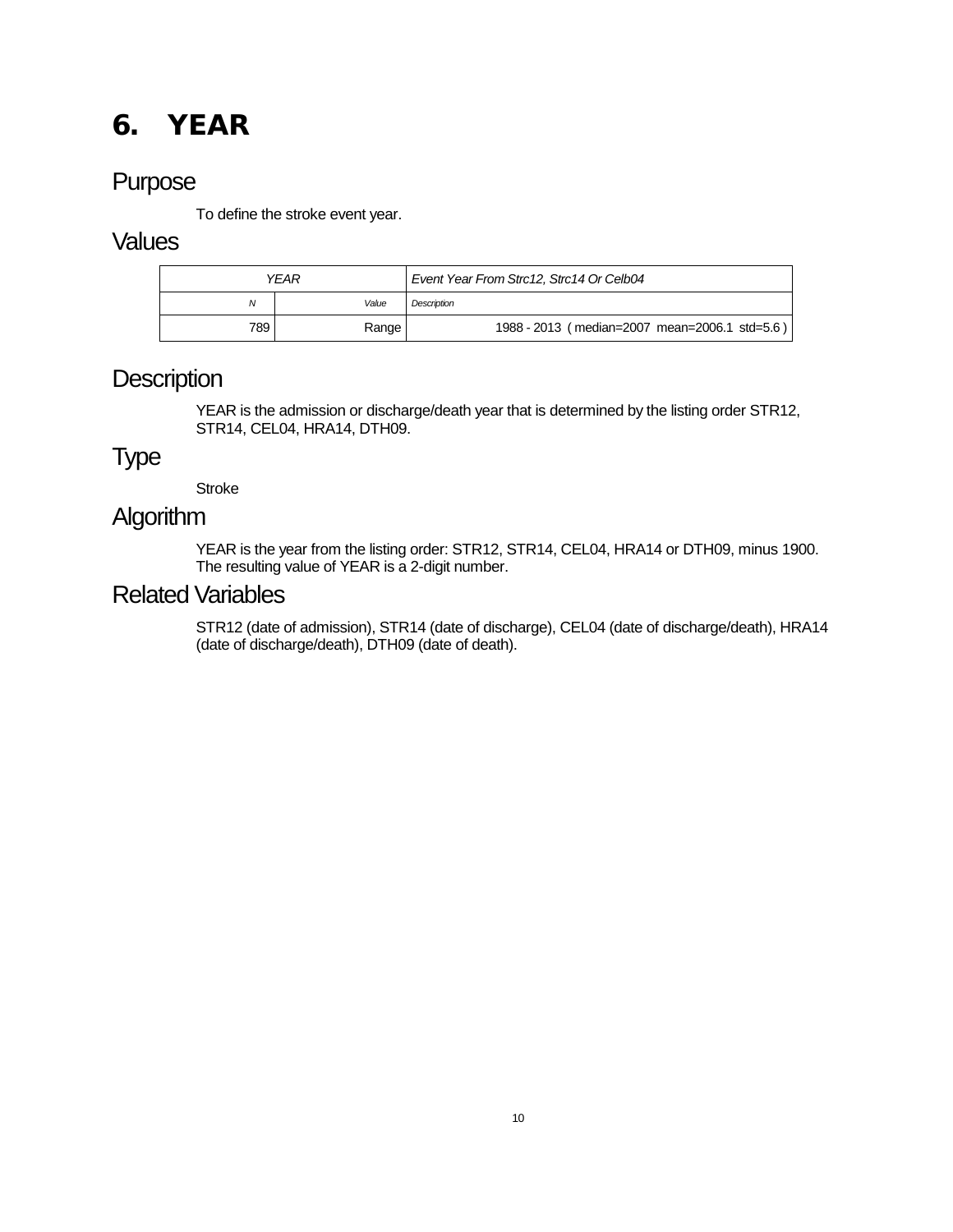# 6. YEAR

## Purpose

To define the stroke event year.

## Values

| YEAR | | Event Year From Strc12, Strc14 Or Celb04 |
|---|---|---|
| *N* | *Value* | *Description* |
| 789 | Range | 1988 - 2013 ( median=2007 mean=2006.1 std=5.6 ) |

## Description

YEAR is the admission or discharge/death year that is determined by the listing order STR12, STR14, CEL04, HRA14, DTH09.

## Type

Stroke

## Algorithm

YEAR is the year from the listing order: STR12, STR14, CEL04, HRA14 or DTH09, minus 1900. The resulting value of YEAR is a 2-digit number.

## Related Variables

STR12 (date of admission), STR14 (date of discharge), CEL04 (date of discharge/death), HRA14 (date of discharge/death), DTH09 (date of death).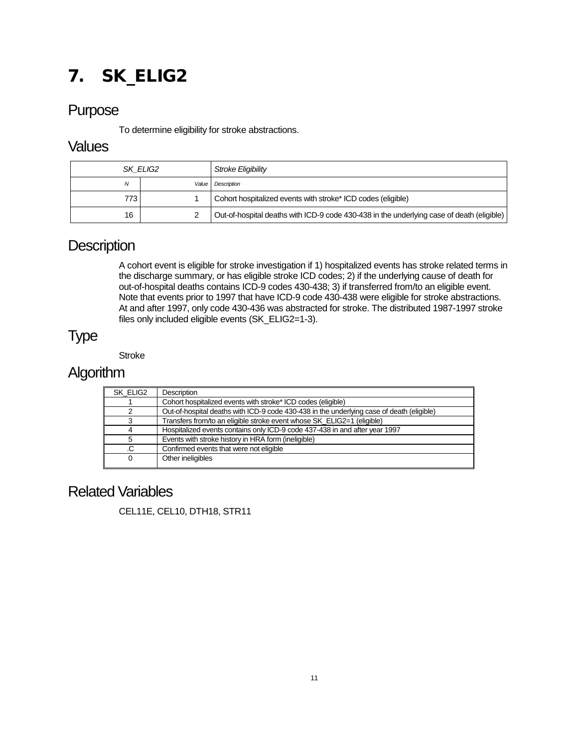# 7. SK_ELIG2

## Purpose

To determine eligibility for stroke abstractions.

## Values

| SK_ELIG2 | | Stroke Eligibility |
|---|---|---|
| N | Value | Description |
| 773 | 1 | Cohort hospitalized events with stroke* ICD codes (eligible) |
| 16 | 2 | Out-of-hospital deaths with ICD-9 code 430-438 in the underlying case of death (eligible) |

## Description

A cohort event is eligible for stroke investigation if 1) hospitalized events has stroke related terms in the discharge summary, or has eligible stroke ICD codes; 2) if the underlying cause of death for out-of-hospital deaths contains ICD-9 codes 430-438; 3) if transferred from/to an eligible event. Note that events prior to 1997 that have ICD-9 code 430-438 were eligible for stroke abstractions. At and after 1997, only code 430-436 was abstracted for stroke. The distributed 1987-1997 stroke files only included eligible events (SK_ELIG2=1-3).

## Type

Stroke

## Algorithm

| SK_ELIG2 | Description |
|---|---|
| 1 | Cohort hospitalized events with stroke* ICD codes (eligible) |
| 2 | Out-of-hospital deaths with ICD-9 code 430-438 in the underlying case of death (eligible) |
| 3 | Transfers from/to an eligible stroke event whose SK_ELIG2=1 (eligible) |
| 4 | Hospitalized events contains only ICD-9 code 437-438 in and after year 1997 |
| 5 | Events with stroke history in HRA form (ineligible) |
| .C | Confirmed events that were not eligible |
| 0 | Other ineligibles |

## Related Variables

CEL11E, CEL10, DTH18, STR11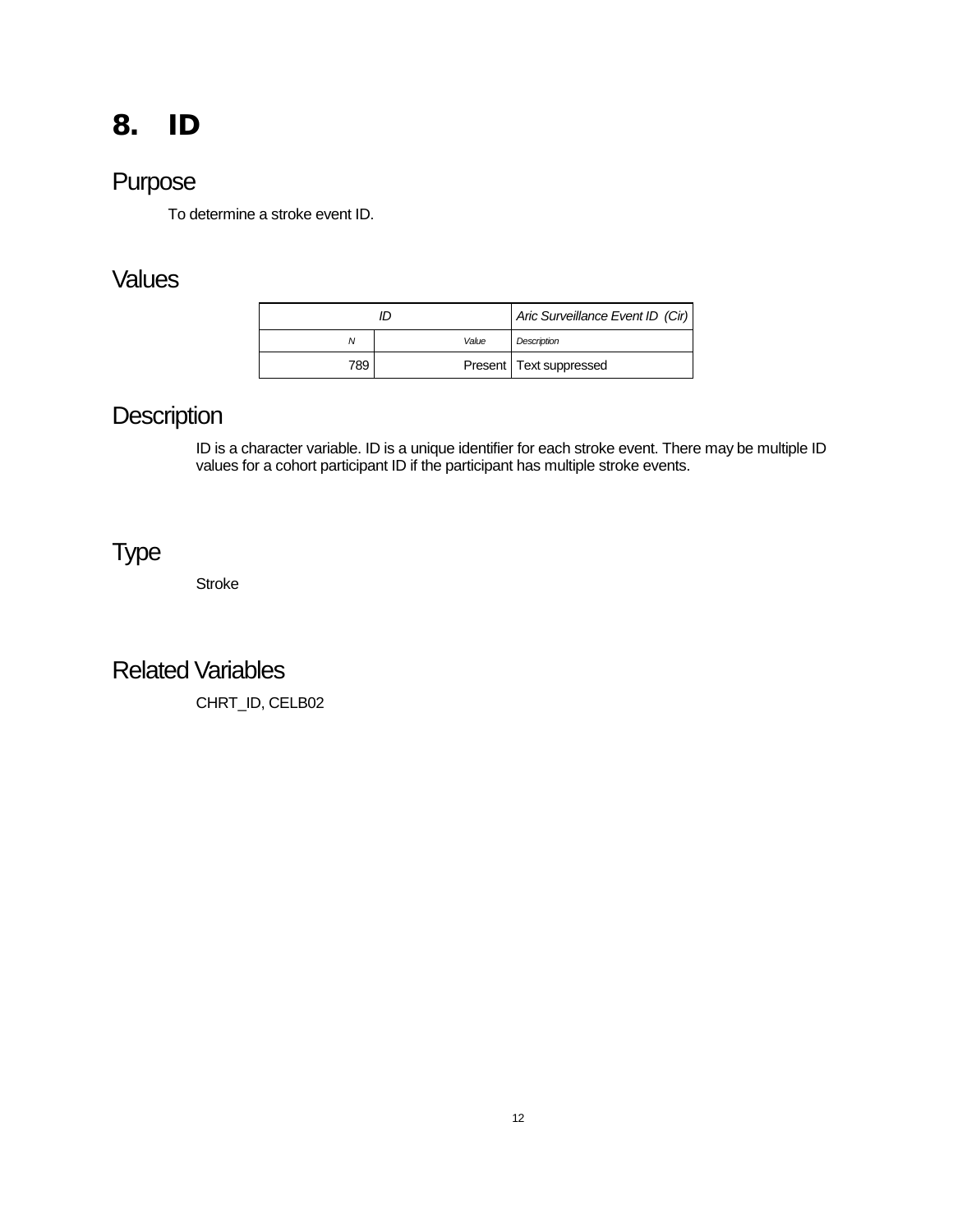# 8. ID

## Purpose

To determine a stroke event ID.

## Values

| ID | | *Aric Surveillance Event ID (Cir)* |
|---|---|---|
| *N* | *Value* | *Description* |
| 789 | Present | Text suppressed |

## Description

ID is a character variable. ID is a unique identifier for each stroke event. There may be multiple ID values for a cohort participant ID if the participant has multiple stroke events.

## Type

Stroke

## Related Variables

CHRT_ID, CELB02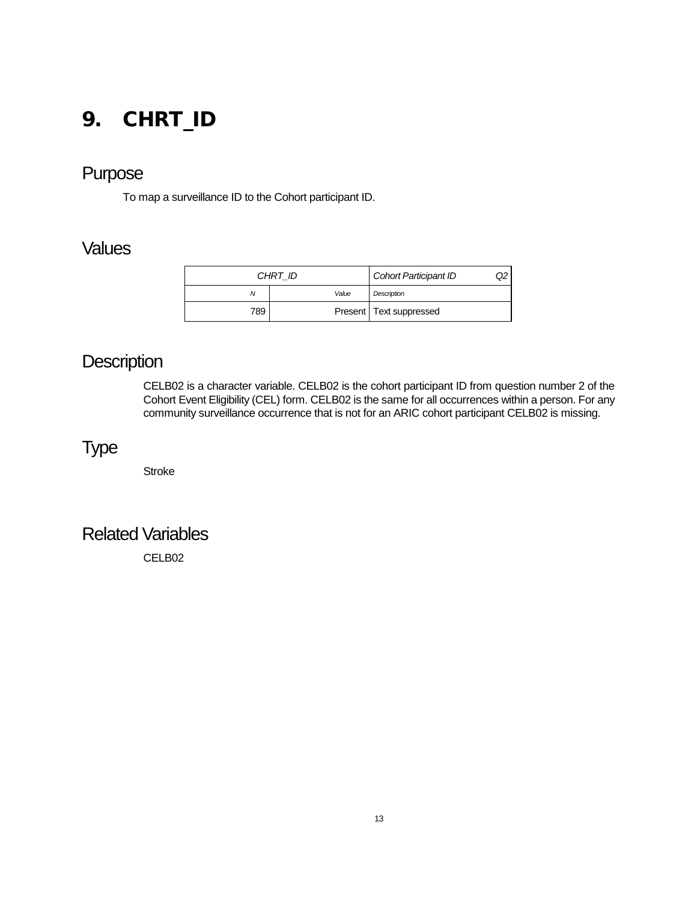# 9. CHRT_ID

## Purpose

To map a surveillance ID to the Cohort participant ID.

## Values

| CHRT_ID | | Cohort Participant ID Q2 |
|---|---|---|
| *N* | *Value* | *Description* |
| 789 | Present | Text suppressed |

## Description

CELB02 is a character variable. CELB02 is the cohort participant ID from question number 2 of the Cohort Event Eligibility (CEL) form. CELB02 is the same for all occurrences within a person. For any community surveillance occurrence that is not for an ARIC cohort participant CELB02 is missing.

## Type

Stroke

## Related Variables

CELB02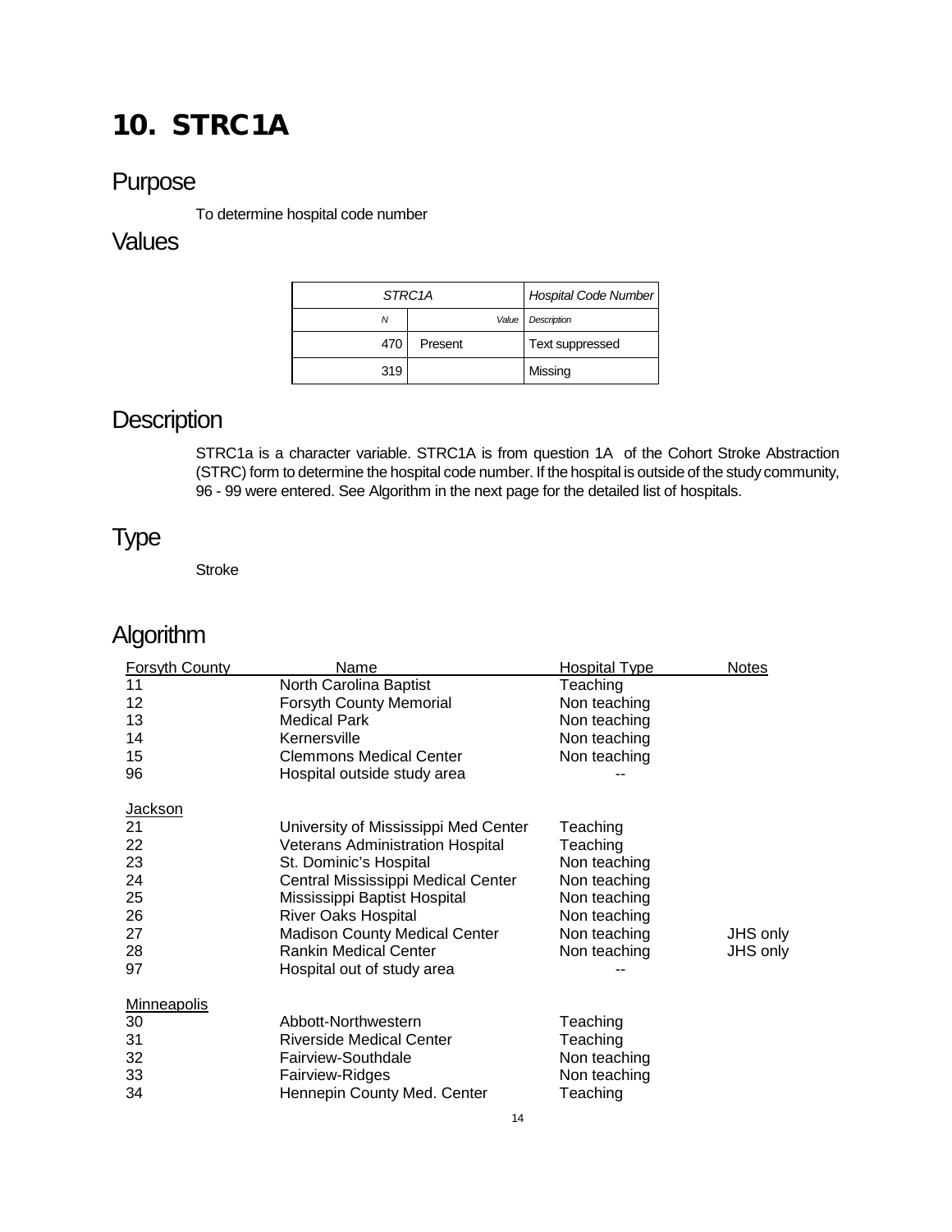// Page 15 of 17 (document 80d101802f86)

# 10. STRC1A

## Purpose

To determine hospital code number

## Values

| STRC1A | | Hospital Code Number |
|---|---|---|
| *N* | *Value* | *Description* |
| 470 | Present | Text suppressed |
| 319 | | Missing |

## Description

STRC1a is a character variable. STRC1A is from question 1A of the Cohort Stroke Abstraction (STRC) form to determine the hospital code number. If the hospital is outside of the study community, 96 - 99 were entered. See Algorithm in the next page for the detailed list of hospitals.

## Type

Stroke

## Algorithm

| Forsyth County | Name | Hospital Type | Notes |
|---|---|---|---|
| 11 | North Carolina Baptist | Teaching | |
| 12 | Forsyth County Memorial | Non teaching | |
| 13 | Medical Park | Non teaching | |
| 14 | Kernersville | Non teaching | |
| 15 | Clemmons Medical Center | Non teaching | |
| 96 | Hospital outside study area | -- | |
| **Jackson** | | | |
| 21 | University of Mississippi Med Center | Teaching | |
| 22 | Veterans Administration Hospital | Teaching | |
| 23 | St. Dominic's Hospital | Non teaching | |
| 24 | Central Mississippi Medical Center | Non teaching | |
| 25 | Mississippi Baptist Hospital | Non teaching | |
| 26 | River Oaks Hospital | Non teaching | |
| 27 | Madison County Medical Center | Non teaching | JHS only |
| 28 | Rankin Medical Center | Non teaching | JHS only |
| 97 | Hospital out of study area | -- | |
| **Minneapolis** | | | |
| 30 | Abbott-Northwestern | Teaching | |
| 31 | Riverside Medical Center | Teaching | |
| 32 | Fairview-Southdale | Non teaching | |
| 33 | Fairview-Ridges | Non teaching | |
| 34 | Hennepin County Med. Center | Teaching | |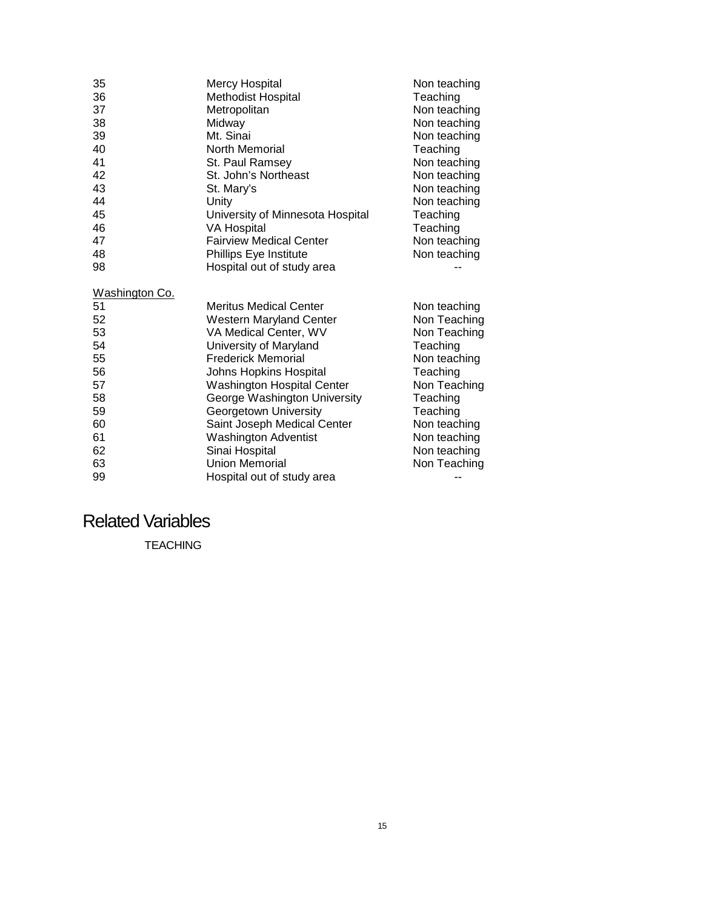| | | |
|---|---|---|
| 35 | Mercy Hospital | Non teaching |
| 36 | Methodist Hospital | Teaching |
| 37 | Metropolitan | Non teaching |
| 38 | Midway | Non teaching |
| 39 | Mt. Sinai | Non teaching |
| 40 | North Memorial | Teaching |
| 41 | St. Paul Ramsey | Non teaching |
| 42 | St. John's Northeast | Non teaching |
| 43 | St. Mary's | Non teaching |
| 44 | Unity | Non teaching |
| 45 | University of Minnesota Hospital | Teaching |
| 46 | VA Hospital | Teaching |
| 47 | Fairview Medical Center | Non teaching |
| 48 | Phillips Eye Institute | Non teaching |
| 98 | Hospital out of study area | -- |

Washington Co.

| | | |
|---|---|---|
| 51 | Meritus Medical Center | Non teaching |
| 52 | Western Maryland Center | Non Teaching |
| 53 | VA Medical Center, WV | Non Teaching |
| 54 | University of Maryland | Teaching |
| 55 | Frederick Memorial | Non teaching |
| 56 | Johns Hopkins Hospital | Teaching |
| 57 | Washington Hospital Center | Non Teaching |
| 58 | George Washington University | Teaching |
| 59 | Georgetown University | Teaching |
| 60 | Saint Joseph Medical Center | Non teaching |
| 61 | Washington Adventist | Non teaching |
| 62 | Sinai Hospital | Non teaching |
| 63 | Union Memorial | Non Teaching |
| 99 | Hospital out of study area | -- |

## Related Variables

TEACHING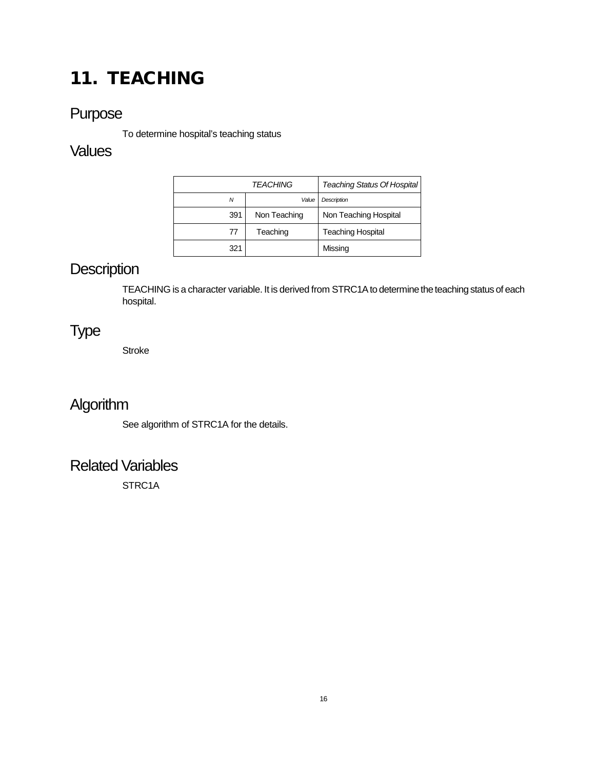# 11. TEACHING

## Purpose

To determine hospital's teaching status

## Values

| *TEACHING* | | *Teaching Status Of Hospital* |
|---|---|---|
| *N* | *Value* | *Description* |
| 391 | Non Teaching | Non Teaching Hospital |
| 77 | Teaching | Teaching Hospital |
| 321 | | Missing |

## Description

TEACHING is a character variable. It is derived from STRC1A to determine the teaching status of each hospital.

## Type

Stroke

## Algorithm

See algorithm of STRC1A for the details.

## Related Variables

STRC1A